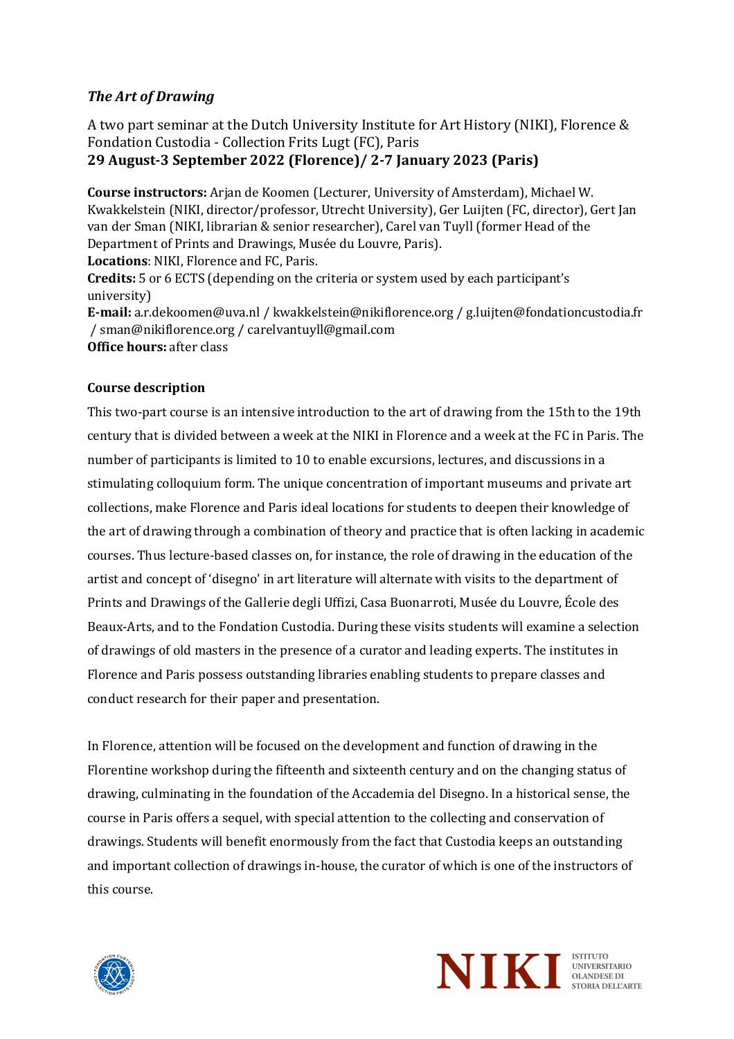## *The Art of Drawing*

A two part seminar at the Dutch University Institute for Art History (NIKI), Florence & Fondation Custodia - Collection Frits Lugt (FC), Paris
**29 August-3 September 2022 (Florence)/ 2-7 January 2023 (Paris)**

**Course instructors:** Arjan de Koomen (Lecturer, University of Amsterdam), Michael W. Kwakkelstein (NIKI, director/professor, Utrecht University), Ger Luijten (FC, director), Gert Jan van der Sman (NIKI, librarian & senior researcher), Carel van Tuyll (former Head of the Department of Prints and Drawings, Musée du Louvre, Paris).
**Locations**: NIKI, Florence and FC, Paris.
**Credits:** 5 or 6 ECTS (depending on the criteria or system used by each participant's university)
**E-mail:** a.r.dekoomen@uva.nl / kwakkelstein@nikiflorence.org / g.luijten@fondationcustodia.fr / sman@nikiflorence.org / carelvantuyll@gmail.com
**Office hours:** after class

### Course description

This two-part course is an intensive introduction to the art of drawing from the 15th to the 19th century that is divided between a week at the NIKI in Florence and a week at the FC in Paris. The number of participants is limited to 10 to enable excursions, lectures, and discussions in a stimulating colloquium form. The unique concentration of important museums and private art collections, make Florence and Paris ideal locations for students to deepen their knowledge of the art of drawing through a combination of theory and practice that is often lacking in academic courses. Thus lecture-based classes on, for instance, the role of drawing in the education of the artist and concept of 'disegno' in art literature will alternate with visits to the department of Prints and Drawings of the Gallerie degli Uffizi, Casa Buonarroti, Musée du Louvre, École des Beaux-Arts, and to the Fondation Custodia. During these visits students will examine a selection of drawings of old masters in the presence of a curator and leading experts. The institutes in Florence and Paris possess outstanding libraries enabling students to prepare classes and conduct research for their paper and presentation.

In Florence, attention will be focused on the development and function of drawing in the Florentine workshop during the fifteenth and sixteenth century and on the changing status of drawing, culminating in the foundation of the Accademia del Disegno. In a historical sense, the course in Paris offers a sequel, with special attention to the collecting and conservation of drawings. Students will benefit enormously from the fact that Custodia keeps an outstanding and important collection of drawings in-house, the curator of which is one of the instructors of this course.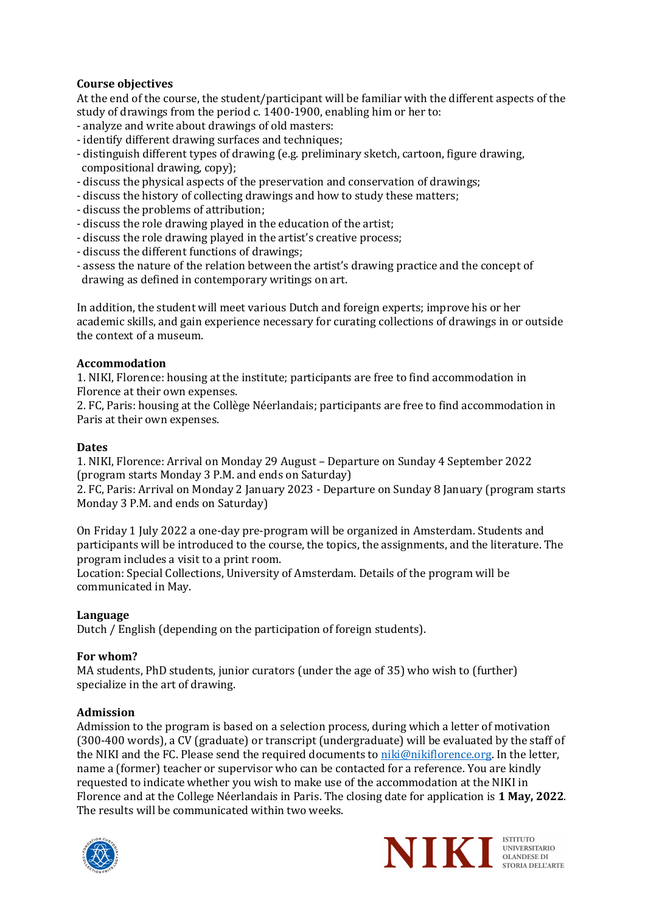**Course objectives**

At the end of the course, the student/participant will be familiar with the different aspects of the study of drawings from the period c. 1400-1900, enabling him or her to:

- analyze and write about drawings of old masters:
- identify different drawing surfaces and techniques;
- distinguish different types of drawing (e.g. preliminary sketch, cartoon, figure drawing, compositional drawing, copy);
- discuss the physical aspects of the preservation and conservation of drawings;
- discuss the history of collecting drawings and how to study these matters;
- discuss the problems of attribution;
- discuss the role drawing played in the education of the artist;
- discuss the role drawing played in the artist's creative process;
- discuss the different functions of drawings;
- assess the nature of the relation between the artist's drawing practice and the concept of drawing as defined in contemporary writings on art.

In addition, the student will meet various Dutch and foreign experts; improve his or her academic skills, and gain experience necessary for curating collections of drawings in or outside the context of a museum.

**Accommodation**

1. NIKI, Florence: housing at the institute; participants are free to find accommodation in Florence at their own expenses.
2. FC, Paris: housing at the Collège Néerlandais; participants are free to find accommodation in Paris at their own expenses.

**Dates**

1. NIKI, Florence: Arrival on Monday 29 August – Departure on Sunday 4 September 2022 (program starts Monday 3 P.M. and ends on Saturday)
2. FC, Paris: Arrival on Monday 2 January 2023 - Departure on Sunday 8 January (program starts Monday 3 P.M. and ends on Saturday)

On Friday 1 July 2022 a one-day pre-program will be organized in Amsterdam. Students and participants will be introduced to the course, the topics, the assignments, and the literature. The program includes a visit to a print room.
Location: Special Collections, University of Amsterdam. Details of the program will be communicated in May.

**Language**

Dutch / English (depending on the participation of foreign students).

**For whom?**

MA students, PhD students, junior curators (under the age of 35) who wish to (further) specialize in the art of drawing.

**Admission**

Admission to the program is based on a selection process, during which a letter of motivation (300-400 words), a CV (graduate) or transcript (undergraduate) will be evaluated by the staff of the NIKI and the FC. Please send the required documents to niki@nikiflorence.org. In the letter, name a (former) teacher or supervisor who can be contacted for a reference. You are kindly requested to indicate whether you wish to make use of the accommodation at the NIKI in Florence and at the College Néerlandais in Paris. The closing date for application is **1 May, 2022**. The results will be communicated within two weeks.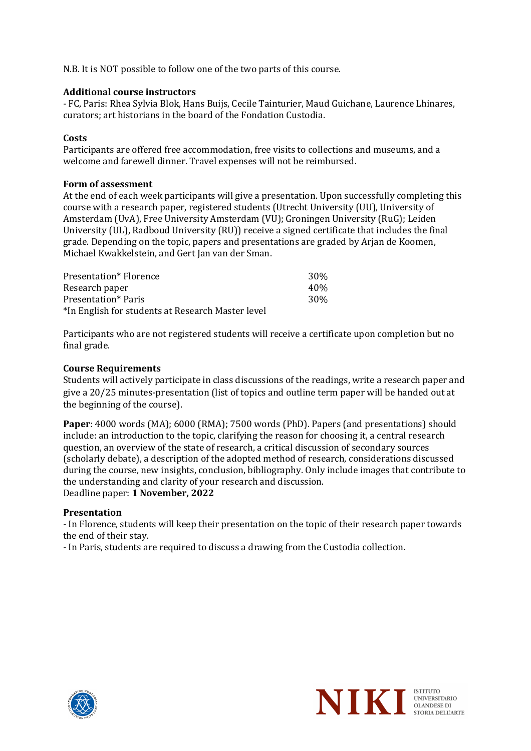N.B. It is NOT possible to follow one of the two parts of this course.

**Additional course instructors**

- FC, Paris: Rhea Sylvia Blok, Hans Buijs, Cecile Tainturier, Maud Guichane, Laurence Lhinares, curators; art historians in the board of the Fondation Custodia.

**Costs**

Participants are offered free accommodation, free visits to collections and museums, and a welcome and farewell dinner. Travel expenses will not be reimbursed.

**Form of assessment**

At the end of each week participants will give a presentation. Upon successfully completing this course with a research paper, registered students (Utrecht University (UU), University of Amsterdam (UvA), Free University Amsterdam (VU); Groningen University (RuG); Leiden University (UL), Radboud University (RU)) receive a signed certificate that includes the final grade. Depending on the topic, papers and presentations are graded by Arjan de Koomen, Michael Kwakkelstein, and Gert Jan van der Sman.

| | |
|---|---|
| Presentation* Florence | 30% |
| Research paper | 40% |
| Presentation* Paris | 30% |

*In English for students at Research Master level

Participants who are not registered students will receive a certificate upon completion but no final grade.

**Course Requirements**

Students will actively participate in class discussions of the readings, write a research paper and give a 20/25 minutes-presentation (list of topics and outline term paper will be handed out at the beginning of the course).

**Paper**: 4000 words (MA); 6000 (RMA); 7500 words (PhD). Papers (and presentations) should include: an introduction to the topic, clarifying the reason for choosing it, a central research question, an overview of the state of research, a critical discussion of secondary sources (scholarly debate), a description of the adopted method of research, considerations discussed during the course, new insights, conclusion, bibliography. Only include images that contribute to the understanding and clarity of your research and discussion.
Deadline paper: **1 November, 2022**

**Presentation**

- In Florence, students will keep their presentation on the topic of their research paper towards the end of their stay.
- In Paris, students are required to discuss a drawing from the Custodia collection.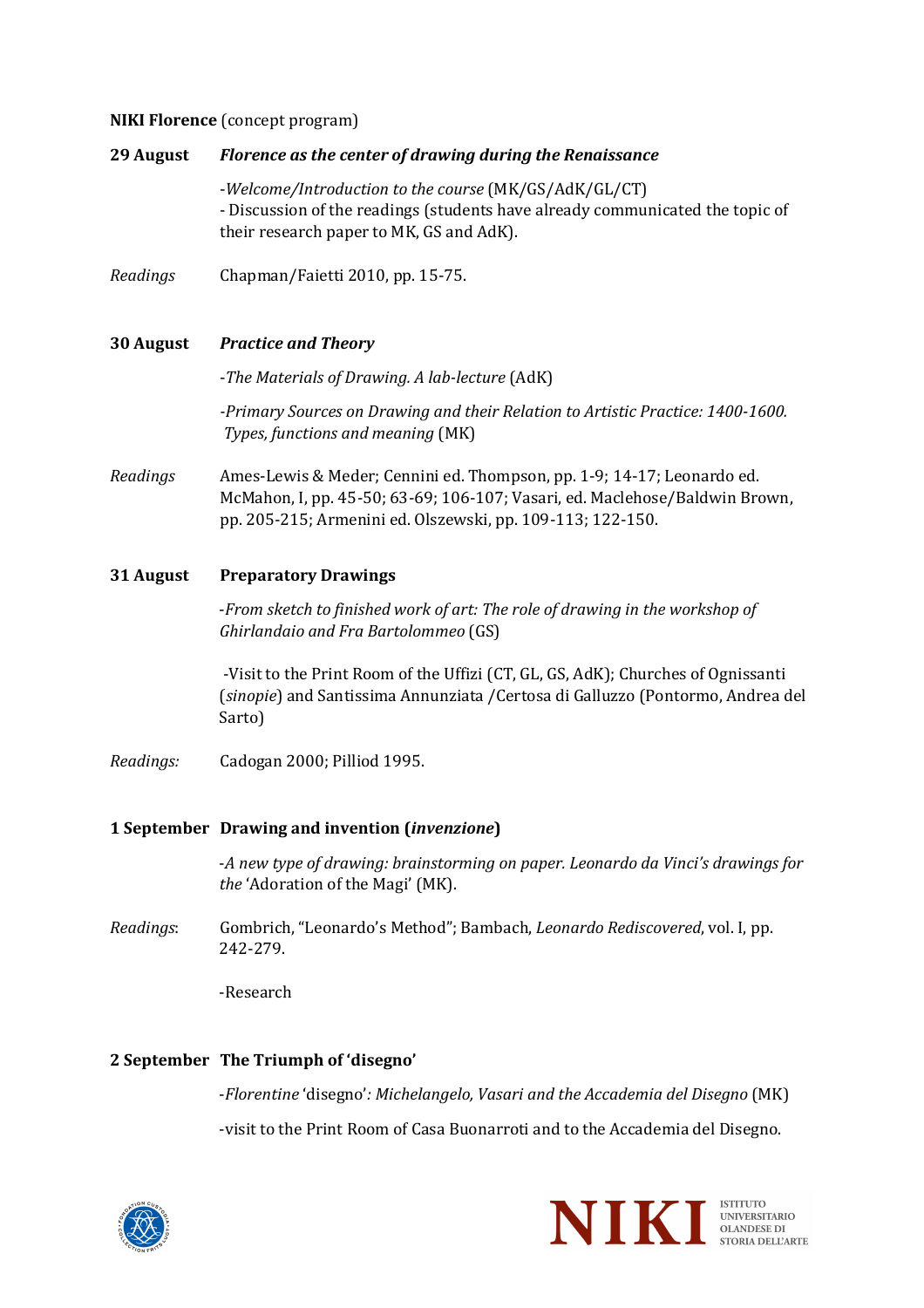**NIKI Florence** (concept program)

**29 August** ***Florence as the center of drawing during the Renaissance***

-*Welcome/Introduction to the course* (MK/GS/AdK/GL/CT)
- Discussion of the readings (students have already communicated the topic of their research paper to MK, GS and AdK).

*Readings* Chapman/Faietti 2010, pp. 15-75.

**30 August** ***Practice and Theory***

-*The Materials of Drawing. A lab-lecture* (AdK)

-*Primary Sources on Drawing and their Relation to Artistic Practice: 1400-1600. Types, functions and meaning* (MK)

*Readings* Ames-Lewis & Meder; Cennini ed. Thompson, pp. 1-9; 14-17; Leonardo ed. McMahon, I, pp. 45-50; 63-69; 106-107; Vasari, ed. Maclehose/Baldwin Brown, pp. 205-215; Armenini ed. Olszewski, pp. 109-113; 122-150.

**31 August** **Preparatory Drawings**

-*From sketch to finished work of art: The role of drawing in the workshop of Ghirlandaio and Fra Bartolommeo* (GS)

-Visit to the Print Room of the Uffizi (CT, GL, GS, AdK); Churches of Ognissanti (*sinopie*) and Santissima Annunziata /Certosa di Galluzzo (Pontormo, Andrea del Sarto)

*Readings:* Cadogan 2000; Pilliod 1995.

**1 September** **Drawing and invention (*invenzione*)**

-*A new type of drawing: brainstorming on paper. Leonardo da Vinci's drawings for the* 'Adoration of the Magi' (MK).

*Readings*: Gombrich, "Leonardo's Method"; Bambach, *Leonardo Rediscovered*, vol. I, pp. 242-279.

-Research

**2 September** **The Triumph of 'disegno'**

-*Florentine* 'disegno'*: Michelangelo, Vasari and the Accademia del Disegno* (MK)

-visit to the Print Room of Casa Buonarroti and to the Accademia del Disegno.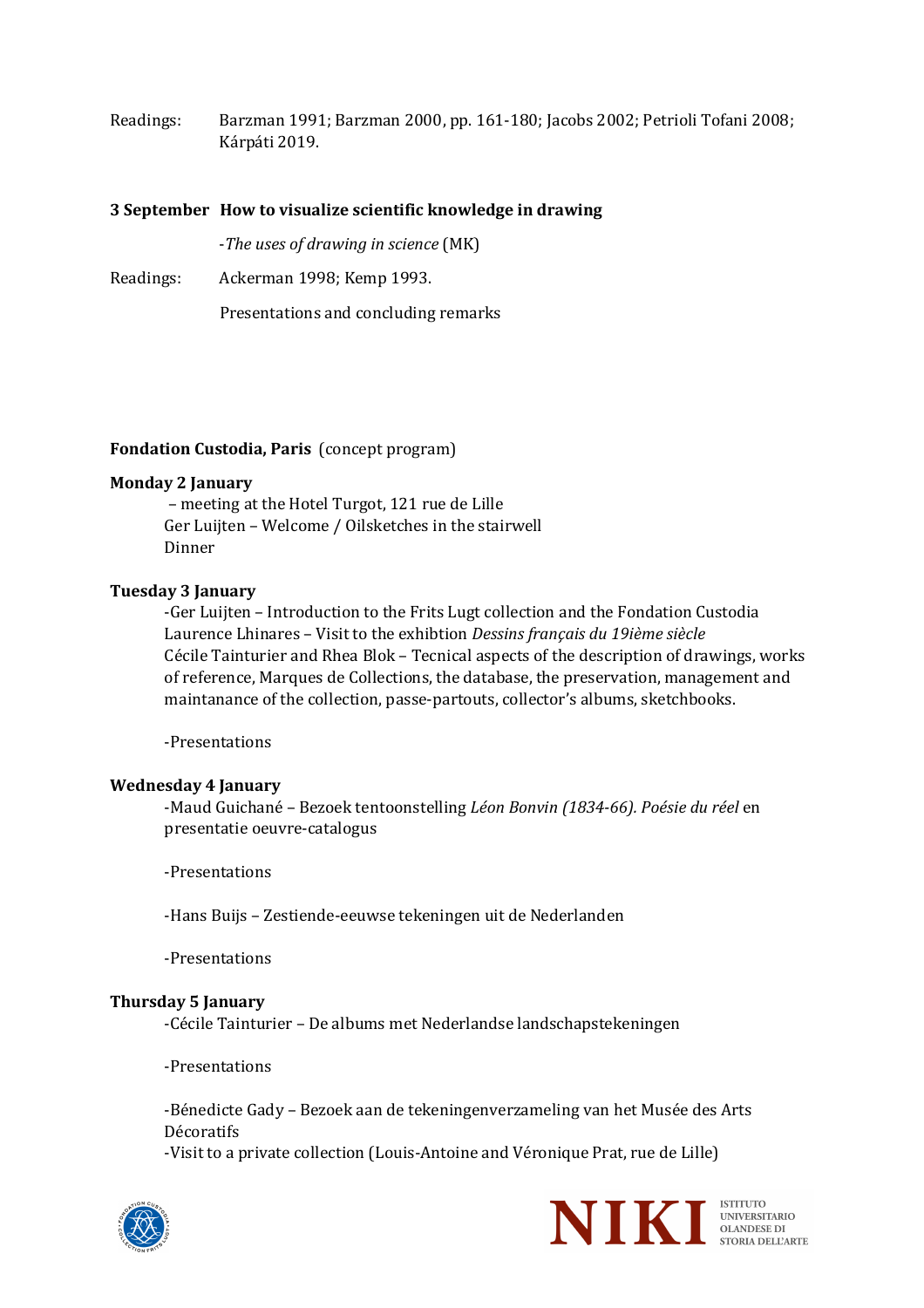Readings: Barzman 1991; Barzman 2000, pp. 161-180; Jacobs 2002; Petrioli Tofani 2008; Kárpáti 2019.

**3 September How to visualize scientific knowledge in drawing**

-*The uses of drawing in science* (MK)

Readings: Ackerman 1998; Kemp 1993.

Presentations and concluding remarks

**Fondation Custodia, Paris** (concept program)

**Monday 2 January**

– meeting at the Hotel Turgot, 121 rue de Lille
Ger Luijten – Welcome / Oilsketches in the stairwell
Dinner

**Tuesday 3 January**

-Ger Luijten – Introduction to the Frits Lugt collection and the Fondation Custodia
Laurence Lhinares – Visit to the exhibtion *Dessins français du 19ième siècle*
Cécile Tainturier and Rhea Blok – Tecnical aspects of the description of drawings, works of reference, Marques de Collections, the database, the preservation, management and maintanance of the collection, passe-partouts, collector's albums, sketchbooks.

-Presentations

**Wednesday 4 January**

-Maud Guichané – Bezoek tentoonstelling *Léon Bonvin (1834-66). Poésie du réel* en presentatie oeuvre-catalogus

-Presentations

-Hans Buijs – Zestiende-eeuwse tekeningen uit de Nederlanden

-Presentations

**Thursday 5 January**

-Cécile Tainturier – De albums met Nederlandse landschapstekeningen

-Presentations

-Bénedicte Gady – Bezoek aan de tekeningenverzameling van het Musée des Arts Décoratifs
-Visit to a private collection (Louis-Antoine and Véronique Prat, rue de Lille)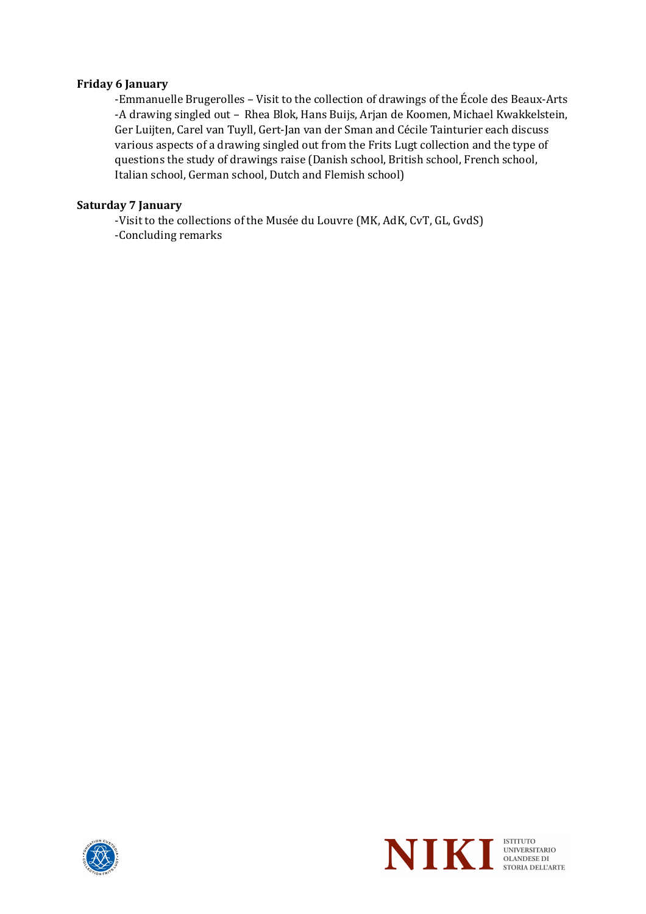**Friday 6 January**

-Emmanuelle Brugerolles – Visit to the collection of drawings of the École des Beaux-Arts
-A drawing singled out – Rhea Blok, Hans Buijs, Arjan de Koomen, Michael Kwakkelstein, Ger Luijten, Carel van Tuyll, Gert-Jan van der Sman and Cécile Tainturier each discuss various aspects of a drawing singled out from the Frits Lugt collection and the type of questions the study of drawings raise (Danish school, British school, French school, Italian school, German school, Dutch and Flemish school)

**Saturday 7 January**

-Visit to the collections of the Musée du Louvre (MK, AdK, CvT, GL, GvdS)
-Concluding remarks

NIKI ISTITUTO UNIVERSITARIO OLANDESE DI STORIA DELL'ARTE